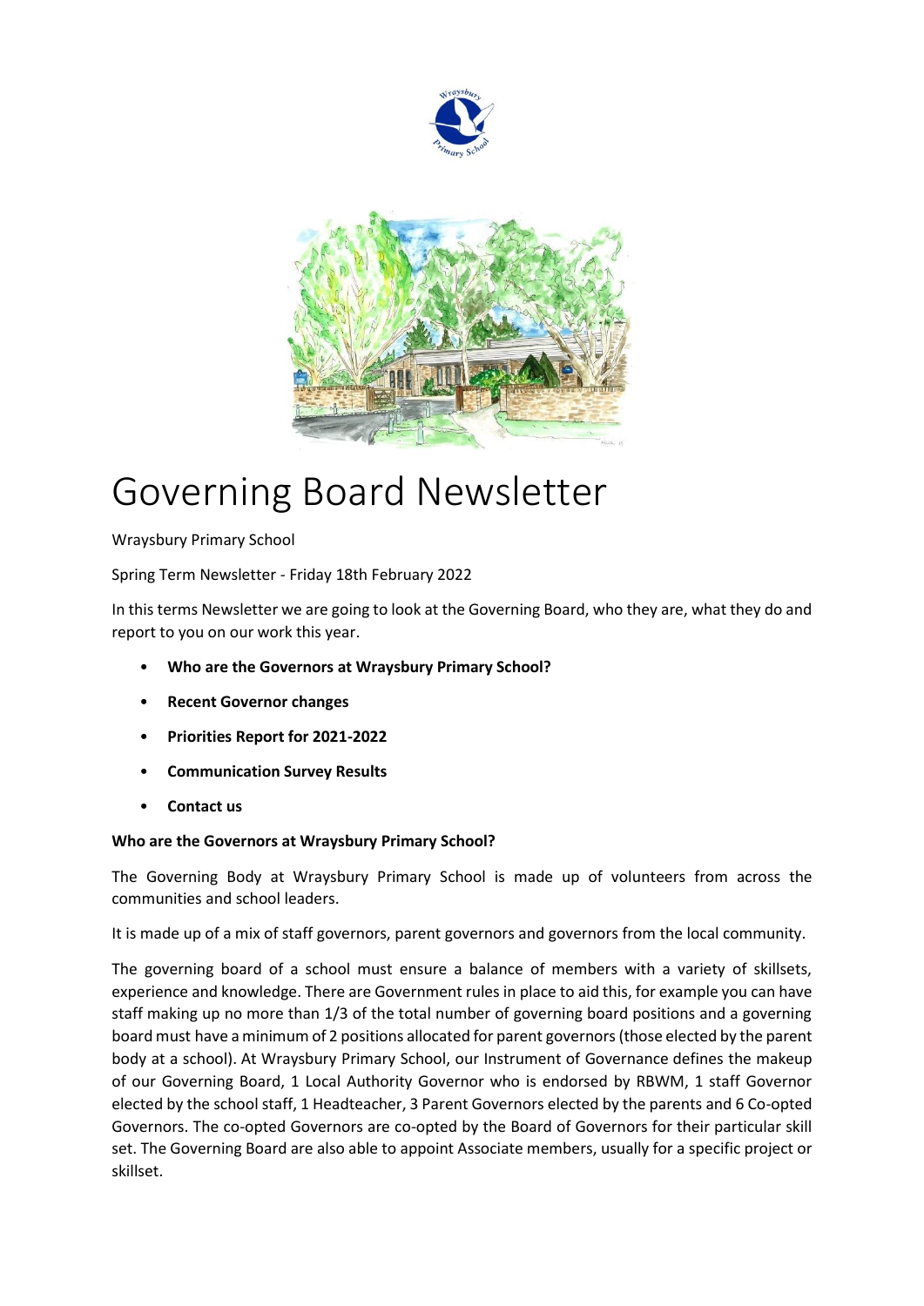# Governing Board Newsletter

Wraysbury Primary School

Spring Term Newsletter - Friday 18th February 2022

In this terms Newsletter we are going to look at the Governing Board, who they are, what they do and report to you on our work this year.

- **Who are the Governors at Wraysbury Primary School?**
- **Recent Governor changes**
- **Priorities Report for 2021-2022**
- **Communication Survey Results**
- **Contact us**

**Who are the Governors at Wraysbury Primary School?**

The Governing Body at Wraysbury Primary School is made up of volunteers from across the communities and school leaders.

It is made up of a mix of staff governors, parent governors and governors from the local community.

The governing board of a school must ensure a balance of members with a variety of skillsets, experience and knowledge. There are Government rules in place to aid this, for example you can have staff making up no more than 1/3 of the total number of governing board positions and a governing board must have a minimum of 2 positions allocated for parent governors (those elected by the parent body at a school). At Wraysbury Primary School, our Instrument of Governance defines the makeup of our Governing Board, 1 Local Authority Governor who is endorsed by RBWM, 1 staff Governor elected by the school staff, 1 Headteacher, 3 Parent Governors elected by the parents and 6 Co-opted Governors. The co-opted Governors are co-opted by the Board of Governors for their particular skill set. The Governing Board are also able to appoint Associate members, usually for a specific project or skillset.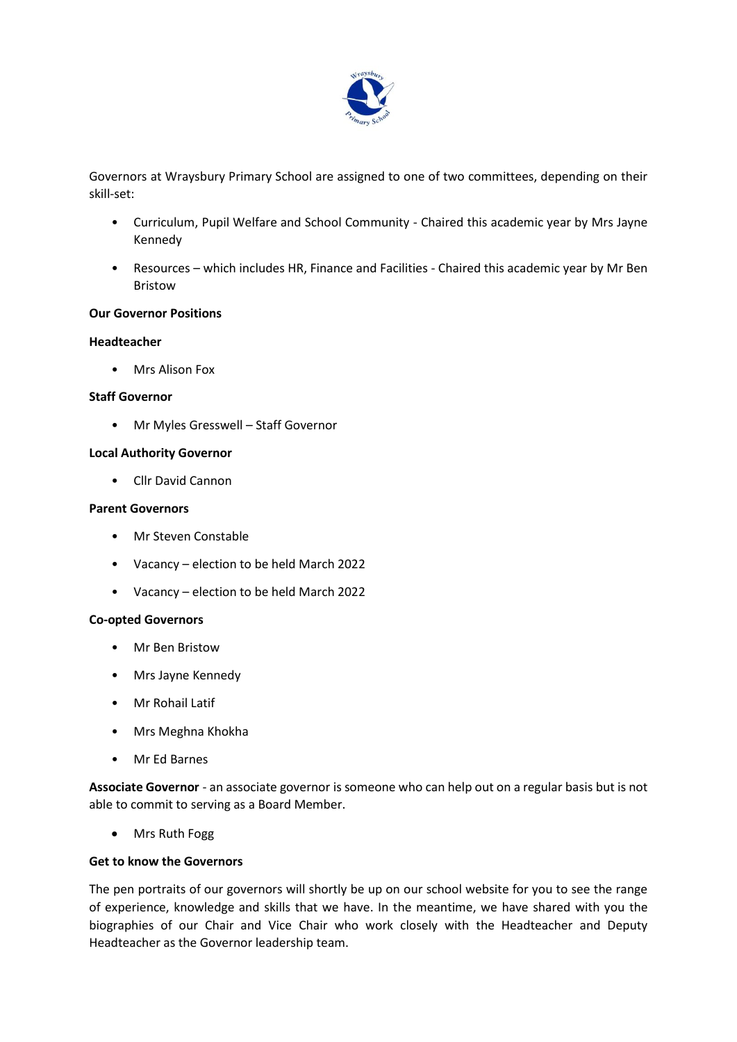Governors at Wraysbury Primary School are assigned to one of two committees, depending on their skill-set:

- Curriculum, Pupil Welfare and School Community - Chaired this academic year by Mrs Jayne Kennedy
- Resources – which includes HR, Finance and Facilities - Chaired this academic year by Mr Ben Bristow

**Our Governor Positions**

**Headteacher**

- Mrs Alison Fox

**Staff Governor**

- Mr Myles Gresswell – Staff Governor

**Local Authority Governor**

- Cllr David Cannon

**Parent Governors**

- Mr Steven Constable
- Vacancy – election to be held March 2022
- Vacancy – election to be held March 2022

**Co-opted Governors**

- Mr Ben Bristow
- Mrs Jayne Kennedy
- Mr Rohail Latif
- Mrs Meghna Khokha
- Mr Ed Barnes

**Associate Governor** - an associate governor is someone who can help out on a regular basis but is not able to commit to serving as a Board Member.

- Mrs Ruth Fogg

**Get to know the Governors**

The pen portraits of our governors will shortly be up on our school website for you to see the range of experience, knowledge and skills that we have. In the meantime, we have shared with you the biographies of our Chair and Vice Chair who work closely with the Headteacher and Deputy Headteacher as the Governor leadership team.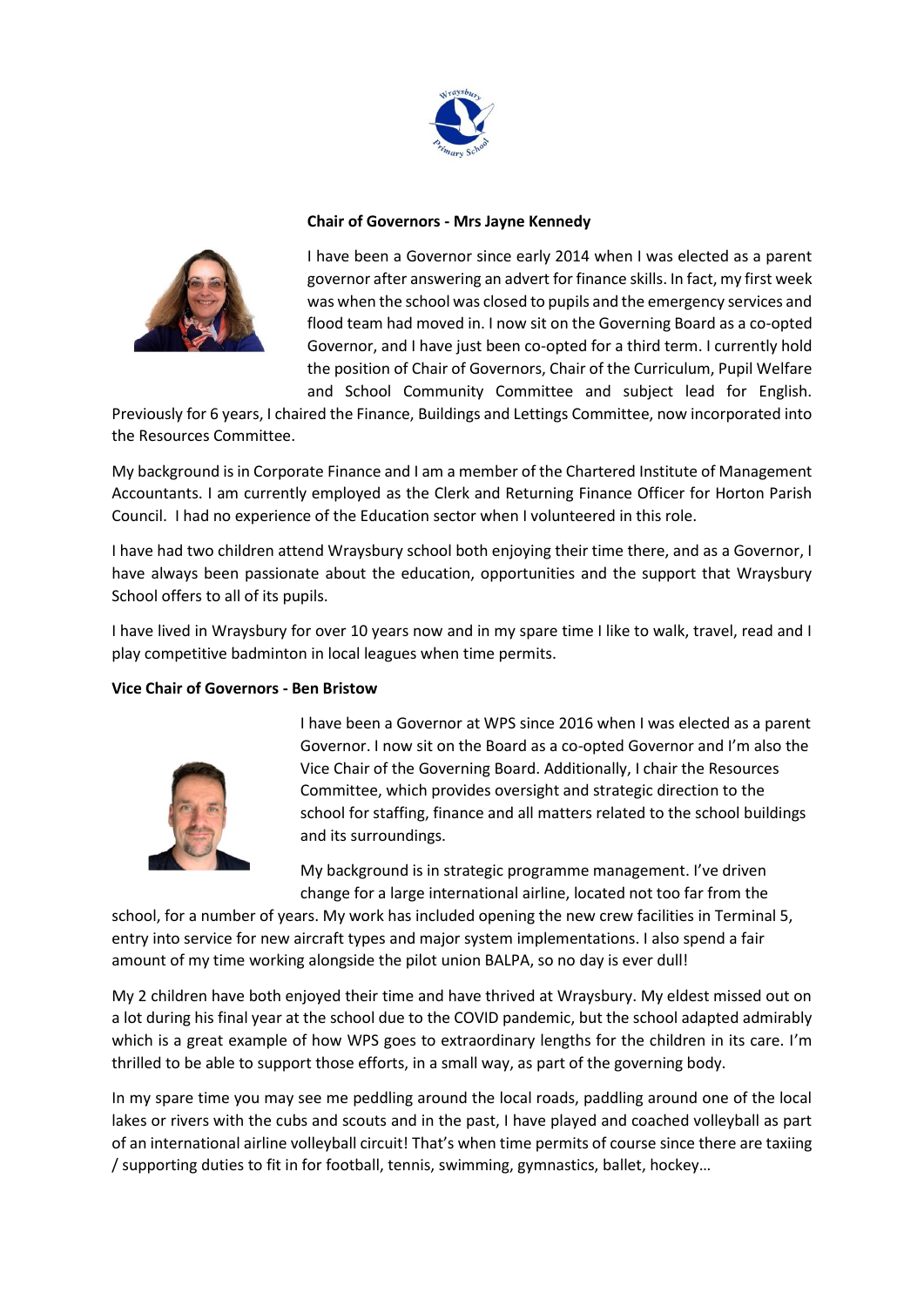**Chair of Governors - Mrs Jayne Kennedy**

I have been a Governor since early 2014 when I was elected as a parent governor after answering an advert for finance skills. In fact, my first week was when the school was closed to pupils and the emergency services and flood team had moved in. I now sit on the Governing Board as a co-opted Governor, and I have just been co-opted for a third term. I currently hold the position of Chair of Governors, Chair of the Curriculum, Pupil Welfare and School Community Committee and subject lead for English. Previously for 6 years, I chaired the Finance, Buildings and Lettings Committee, now incorporated into the Resources Committee.

My background is in Corporate Finance and I am a member of the Chartered Institute of Management Accountants. I am currently employed as the Clerk and Returning Finance Officer for Horton Parish Council. I had no experience of the Education sector when I volunteered in this role.

I have had two children attend Wraysbury school both enjoying their time there, and as a Governor, I have always been passionate about the education, opportunities and the support that Wraysbury School offers to all of its pupils.

I have lived in Wraysbury for over 10 years now and in my spare time I like to walk, travel, read and I play competitive badminton in local leagues when time permits.

**Vice Chair of Governors - Ben Bristow**

I have been a Governor at WPS since 2016 when I was elected as a parent Governor. I now sit on the Board as a co-opted Governor and I'm also the Vice Chair of the Governing Board. Additionally, I chair the Resources Committee, which provides oversight and strategic direction to the school for staffing, finance and all matters related to the school buildings and its surroundings.

My background is in strategic programme management. I've driven change for a large international airline, located not too far from the school, for a number of years. My work has included opening the new crew facilities in Terminal 5, entry into service for new aircraft types and major system implementations. I also spend a fair amount of my time working alongside the pilot union BALPA, so no day is ever dull!

My 2 children have both enjoyed their time and have thrived at Wraysbury. My eldest missed out on a lot during his final year at the school due to the COVID pandemic, but the school adapted admirably which is a great example of how WPS goes to extraordinary lengths for the children in its care. I'm thrilled to be able to support those efforts, in a small way, as part of the governing body.

In my spare time you may see me peddling around the local roads, paddling around one of the local lakes or rivers with the cubs and scouts and in the past, I have played and coached volleyball as part of an international airline volleyball circuit! That's when time permits of course since there are taxiing / supporting duties to fit in for football, tennis, swimming, gymnastics, ballet, hockey…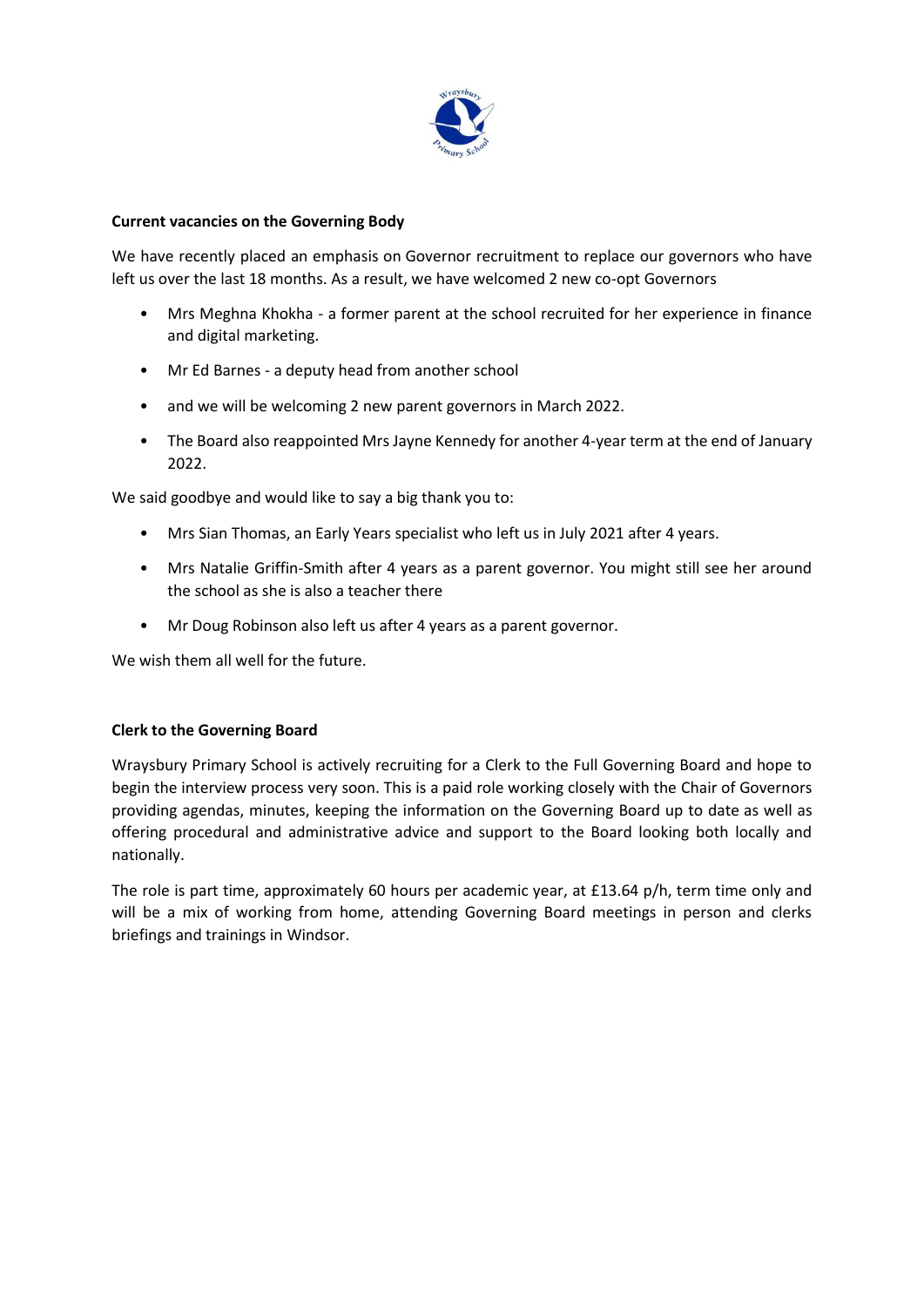**Current vacancies on the Governing Body**

We have recently placed an emphasis on Governor recruitment to replace our governors who have left us over the last 18 months. As a result, we have welcomed 2 new co-opt Governors

- Mrs Meghna Khokha - a former parent at the school recruited for her experience in finance and digital marketing.
- Mr Ed Barnes - a deputy head from another school
- and we will be welcoming 2 new parent governors in March 2022.
- The Board also reappointed Mrs Jayne Kennedy for another 4-year term at the end of January 2022.

We said goodbye and would like to say a big thank you to:

- Mrs Sian Thomas, an Early Years specialist who left us in July 2021 after 4 years.
- Mrs Natalie Griffin-Smith after 4 years as a parent governor. You might still see her around the school as she is also a teacher there
- Mr Doug Robinson also left us after 4 years as a parent governor.

We wish them all well for the future.

**Clerk to the Governing Board**

Wraysbury Primary School is actively recruiting for a Clerk to the Full Governing Board and hope to begin the interview process very soon. This is a paid role working closely with the Chair of Governors providing agendas, minutes, keeping the information on the Governing Board up to date as well as offering procedural and administrative advice and support to the Board looking both locally and nationally.

The role is part time, approximately 60 hours per academic year, at £13.64 p/h, term time only and will be a mix of working from home, attending Governing Board meetings in person and clerks briefings and trainings in Windsor.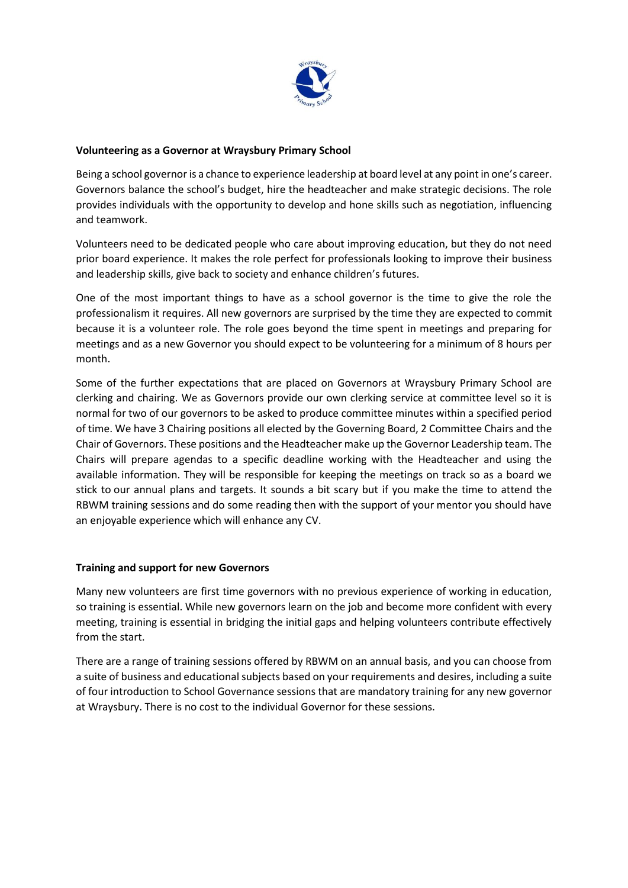**Volunteering as a Governor at Wraysbury Primary School**

Being a school governor is a chance to experience leadership at board level at any point in one's career. Governors balance the school's budget, hire the headteacher and make strategic decisions. The role provides individuals with the opportunity to develop and hone skills such as negotiation, influencing and teamwork.

Volunteers need to be dedicated people who care about improving education, but they do not need prior board experience. It makes the role perfect for professionals looking to improve their business and leadership skills, give back to society and enhance children's futures.

One of the most important things to have as a school governor is the time to give the role the professionalism it requires. All new governors are surprised by the time they are expected to commit because it is a volunteer role. The role goes beyond the time spent in meetings and preparing for meetings and as a new Governor you should expect to be volunteering for a minimum of 8 hours per month.

Some of the further expectations that are placed on Governors at Wraysbury Primary School are clerking and chairing. We as Governors provide our own clerking service at committee level so it is normal for two of our governors to be asked to produce committee minutes within a specified period of time. We have 3 Chairing positions all elected by the Governing Board, 2 Committee Chairs and the Chair of Governors. These positions and the Headteacher make up the Governor Leadership team. The Chairs will prepare agendas to a specific deadline working with the Headteacher and using the available information. They will be responsible for keeping the meetings on track so as a board we stick to our annual plans and targets. It sounds a bit scary but if you make the time to attend the RBWM training sessions and do some reading then with the support of your mentor you should have an enjoyable experience which will enhance any CV.

**Training and support for new Governors**

Many new volunteers are first time governors with no previous experience of working in education, so training is essential. While new governors learn on the job and become more confident with every meeting, training is essential in bridging the initial gaps and helping volunteers contribute effectively from the start.

There are a range of training sessions offered by RBWM on an annual basis, and you can choose from a suite of business and educational subjects based on your requirements and desires, including a suite of four introduction to School Governance sessions that are mandatory training for any new governor at Wraysbury. There is no cost to the individual Governor for these sessions.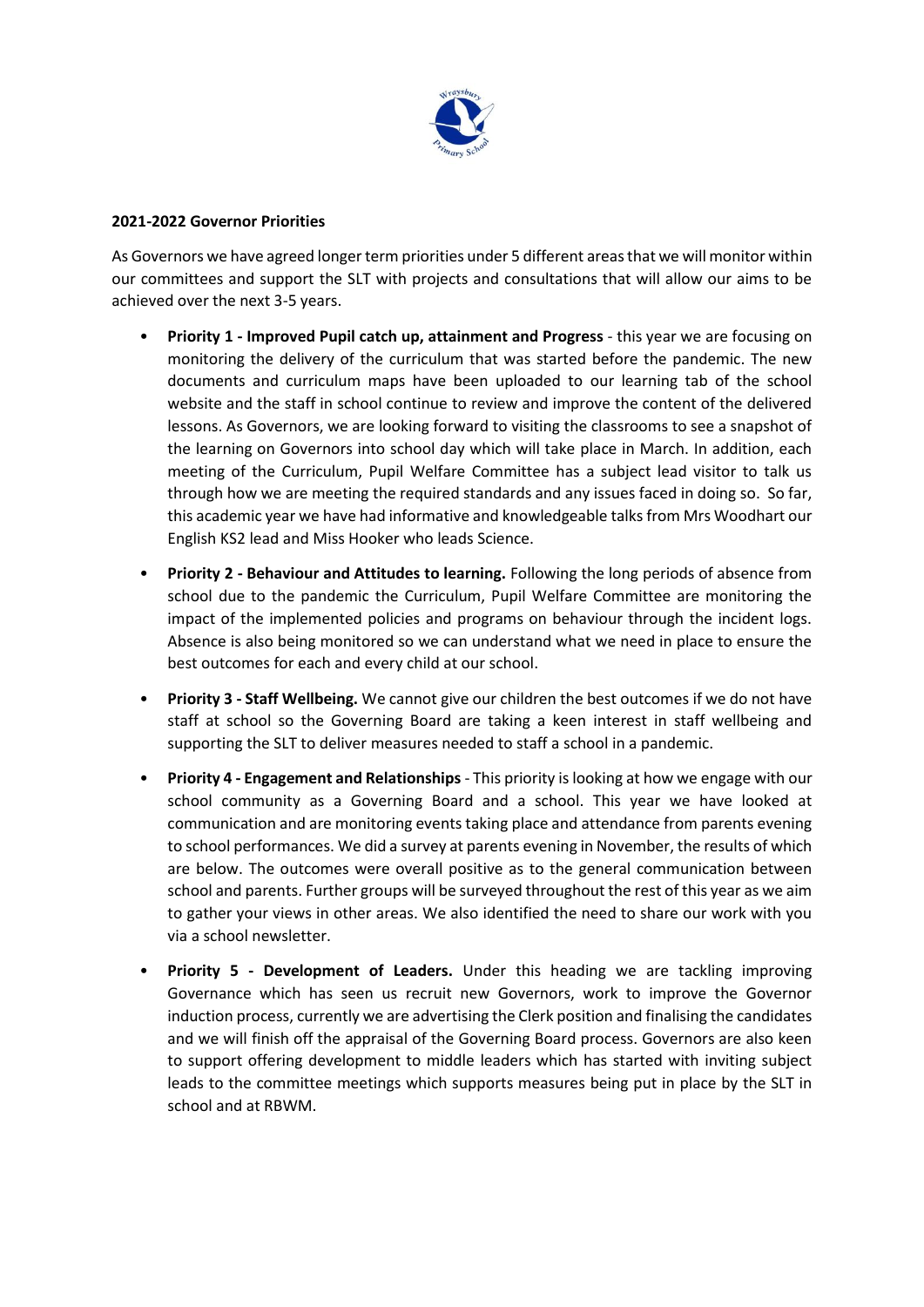**2021-2022 Governor Priorities**

As Governors we have agreed longer term priorities under 5 different areas that we will monitor within our committees and support the SLT with projects and consultations that will allow our aims to be achieved over the next 3-5 years.

- **Priority 1 - Improved Pupil catch up, attainment and Progress** - this year we are focusing on monitoring the delivery of the curriculum that was started before the pandemic. The new documents and curriculum maps have been uploaded to our learning tab of the school website and the staff in school continue to review and improve the content of the delivered lessons. As Governors, we are looking forward to visiting the classrooms to see a snapshot of the learning on Governors into school day which will take place in March. In addition, each meeting of the Curriculum, Pupil Welfare Committee has a subject lead visitor to talk us through how we are meeting the required standards and any issues faced in doing so. So far, this academic year we have had informative and knowledgeable talks from Mrs Woodhart our English KS2 lead and Miss Hooker who leads Science.

- **Priority 2 - Behaviour and Attitudes to learning.** Following the long periods of absence from school due to the pandemic the Curriculum, Pupil Welfare Committee are monitoring the impact of the implemented policies and programs on behaviour through the incident logs. Absence is also being monitored so we can understand what we need in place to ensure the best outcomes for each and every child at our school.

- **Priority 3 - Staff Wellbeing.** We cannot give our children the best outcomes if we do not have staff at school so the Governing Board are taking a keen interest in staff wellbeing and supporting the SLT to deliver measures needed to staff a school in a pandemic.

- **Priority 4 - Engagement and Relationships** - This priority is looking at how we engage with our school community as a Governing Board and a school. This year we have looked at communication and are monitoring events taking place and attendance from parents evening to school performances. We did a survey at parents evening in November, the results of which are below. The outcomes were overall positive as to the general communication between school and parents. Further groups will be surveyed throughout the rest of this year as we aim to gather your views in other areas. We also identified the need to share our work with you via a school newsletter.

- **Priority 5 - Development of Leaders.** Under this heading we are tackling improving Governance which has seen us recruit new Governors, work to improve the Governor induction process, currently we are advertising the Clerk position and finalising the candidates and we will finish off the appraisal of the Governing Board process. Governors are also keen to support offering development to middle leaders which has started with inviting subject leads to the committee meetings which supports measures being put in place by the SLT in school and at RBWM.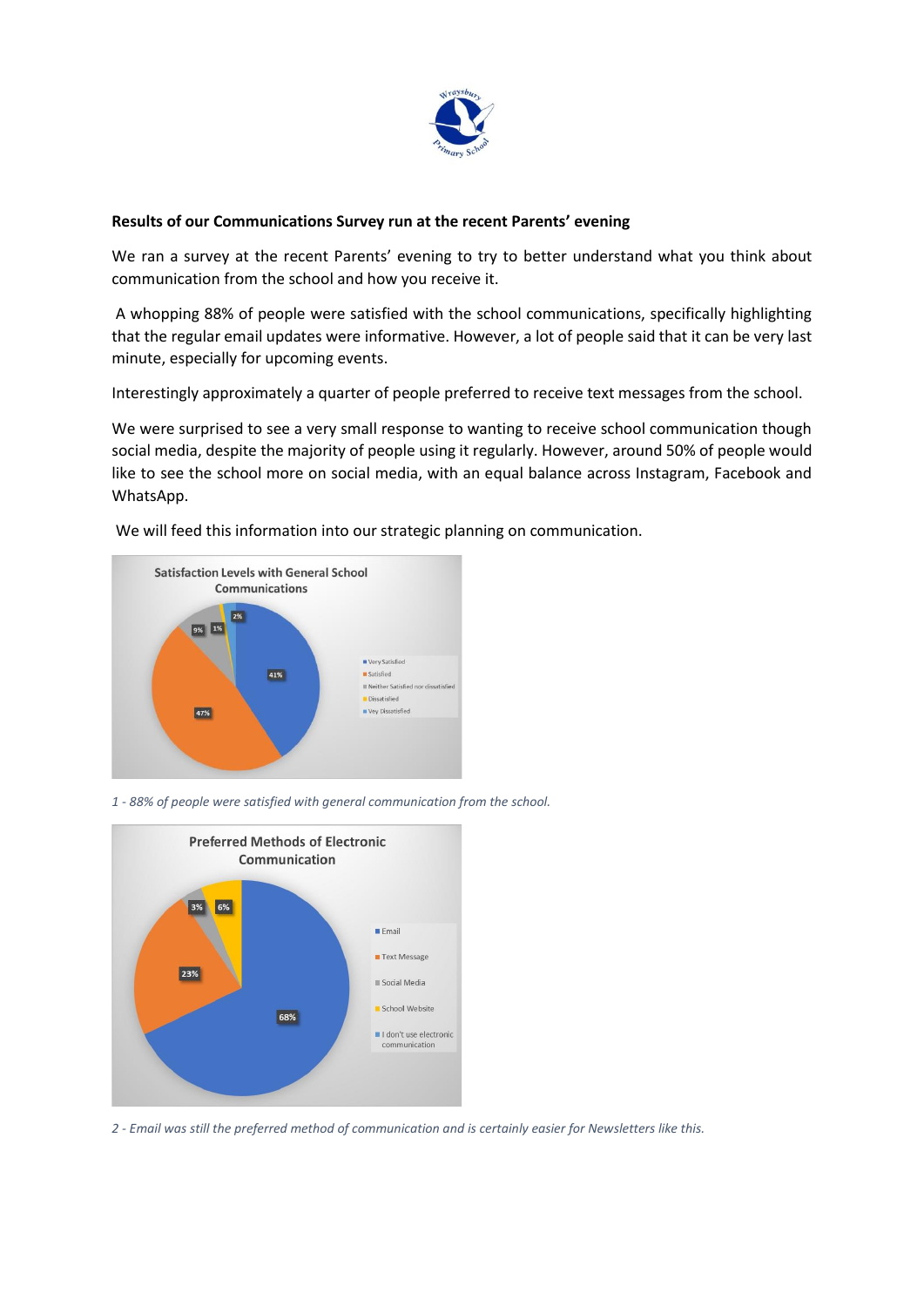**Results of our Communications Survey run at the recent Parents' evening**

We ran a survey at the recent Parents' evening to try to better understand what you think about communication from the school and how you receive it.

A whopping 88% of people were satisfied with the school communications, specifically highlighting that the regular email updates were informative. However, a lot of people said that it can be very last minute, especially for upcoming events.

Interestingly approximately a quarter of people preferred to receive text messages from the school.

We were surprised to see a very small response to wanting to receive school communication though social media, despite the majority of people using it regularly. However, around 50% of people would like to see the school more on social media, with an equal balance across Instagram, Facebook and WhatsApp.

We will feed this information into our strategic planning on communication.

*1 - 88% of people were satisfied with general communication from the school.*

*2 - Email was still the preferred method of communication and is certainly easier for Newsletters like this.*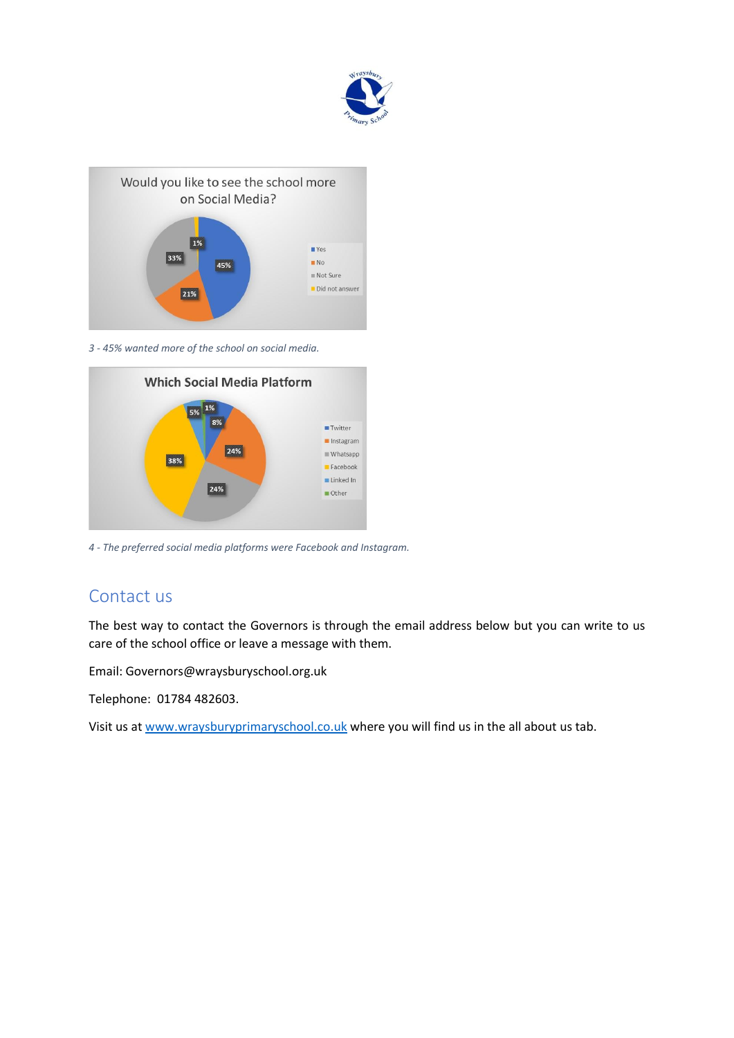Would you like to see the school more on Social Media?

1%
33%
45%
21%

Yes
No
Not Sure
Did not answer

*3 - 45% wanted more of the school on social media.*

Which Social Media Platform

5%
1%
8%
24%
38%
24%

Twitter
Instagram
Whatsapp
Facebook
Linked In
Other

*4 - The preferred social media platforms were Facebook and Instagram.*

## Contact us

The best way to contact the Governors is through the email address below but you can write to us care of the school office or leave a message with them.

Email: Governors@wraysburyschool.org.uk

Telephone: 01784 482603.

Visit us at [www.wraysburyprimaryschool.co.uk](http://www.wraysburyprimaryschool.co.uk) where you will find us in the all about us tab.